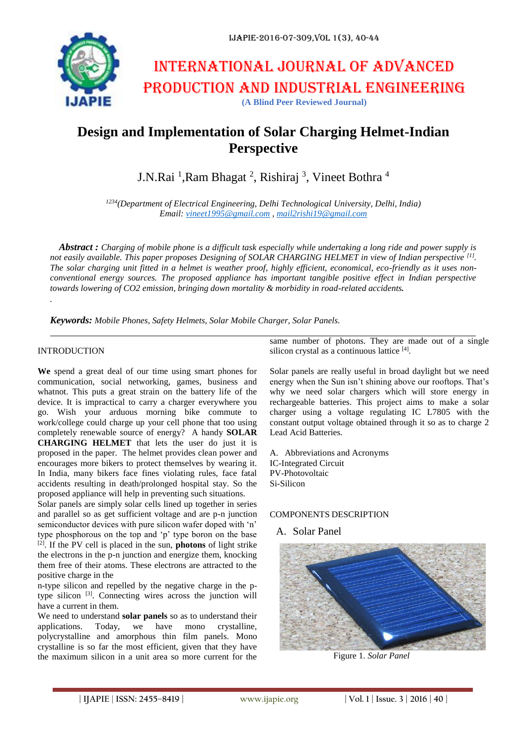# Design and Implementation of Solar Charging Helmet-Indian Perspective

J.N.Rai [1], Ram Bhagat [2], Rishiraj [3], Vineet Bothra [4]

[1234](Department of Electrical Engineering, Delhi Technological University, Delhi, India)
Email: vineet1995@gmail.com , mail2rishi19@gmail.com

***Abstract :*** *Charging of mobile phone is a difficult task especially while undertaking a long ride and power supply is not easily available. This paper proposes Designing of SOLAR CHARGING HELMET in view of Indian perspective [1]. The solar charging unit fitted in a helmet is weather proof, highly efficient, economical, eco-friendly as it uses non-conventional energy sources. The proposed appliance has important tangible positive effect in Indian perspective towards lowering of CO2 emission, bringing down mortality & morbidity in road-related accidents.*

***Keywords:*** *Mobile Phones, Safety Helmets, Solar Mobile Charger, Solar Panels.*

## INTRODUCTION

**We** spend a great deal of our time using smart phones for communication, social networking, games, business and whatnot. This puts a great strain on the battery life of the device. It is impractical to carry a charger everywhere you go. Wish your arduous morning bike commute to work/college could charge up your cell phone that too using completely renewable source of energy? A handy **SOLAR CHARGING HELMET** that lets the user do just it is proposed in the paper. The helmet provides clean power and encourages more bikers to protect themselves by wearing it. In India, many bikers face fines violating rules, face fatal accidents resulting in death/prolonged hospital stay. So the proposed appliance will help in preventing such situations.

Solar panels are simply solar cells lined up together in series and parallel so as get sufficient voltage and are p-n junction semiconductor devices with pure silicon wafer doped with 'n' type phosphorous on the top and 'p' type boron on the base [2]. If the PV cell is placed in the sun, **photons** of light strike the electrons in the p-n junction and energize them, knocking them free of their atoms. These electrons are attracted to the positive charge in the n-type silicon and repelled by the negative charge in the p-type silicon [3]. Connecting wires across the junction will have a current in them.

We need to understand **solar panels** so as to understand their applications. Today, we have mono crystalline, polycrystalline and amorphous thin film panels. Mono crystalline is so far the most efficient, given that they have the maximum silicon in a unit area so more current for the same number of photons. They are made out of a single silicon crystal as a continuous lattice [4].

Solar panels are really useful in broad daylight but we need energy when the Sun isn't shining above our rooftops. That's why we need solar chargers which will store energy in rechargeable batteries. This project aims to make a solar charger using a voltage regulating IC L7805 with the constant output voltage obtained through it so as to charge 2 Lead Acid Batteries.

A. Abbreviations and Acronyms

IC-Integrated Circuit
PV-Photovoltaic
Si-Silicon

## COMPONENTS DESCRIPTION

### A. Solar Panel

Figure 1. *Solar Panel*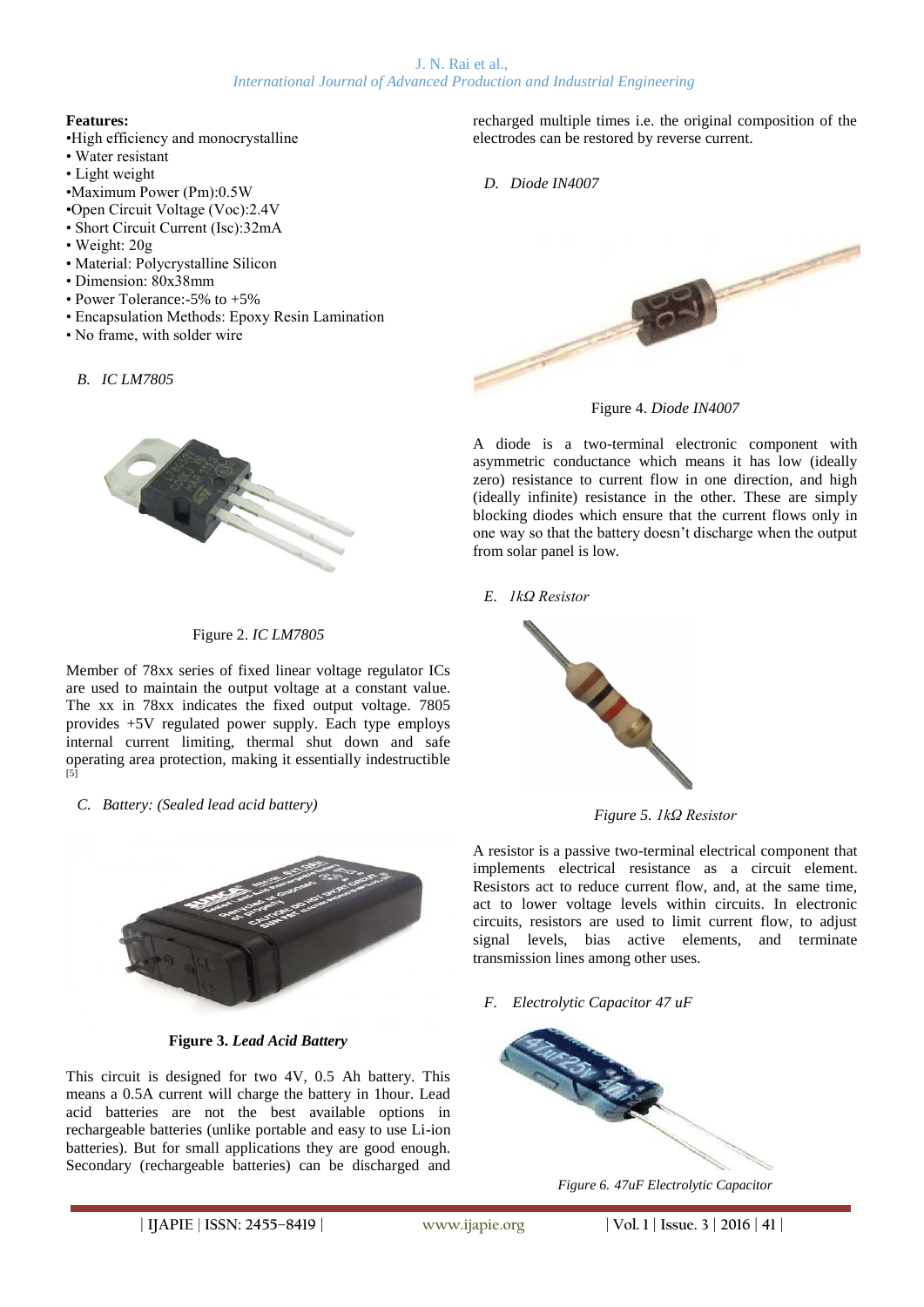**Features:**

- •High efficiency and monocrystalline
- Water resistant
- Light weight
- •Maximum Power (Pm):0.5W
- •Open Circuit Voltage (Voc):2.4V
- Short Circuit Current (Isc):32mA
- Weight: 20g
- Material: Polycrystalline Silicon
- Dimension: 80x38mm
- Power Tolerance:-5% to +5%
- Encapsulation Methods: Epoxy Resin Lamination
- No frame, with solder wire

### B. IC LM7805

Figure 2. *IC LM7805*

Member of 78xx series of fixed linear voltage regulator ICs are used to maintain the output voltage at a constant value. The xx in 78xx indicates the fixed output voltage. 7805 provides +5V regulated power supply. Each type employs internal current limiting, thermal shut down and safe operating area protection, making it essentially indestructible [5]

### C. Battery: (Sealed lead acid battery)

**Figure 3.** ***Lead Acid Battery***

This circuit is designed for two 4V, 0.5 Ah battery. This means a 0.5A current will charge the battery in 1hour. Lead acid batteries are not the best available options in rechargeable batteries (unlike portable and easy to use Li-ion batteries). But for small applications they are good enough. Secondary (rechargeable batteries) can be discharged and recharged multiple times i.e. the original composition of the electrodes can be restored by reverse current.

### D. Diode IN4007

Figure 4. *Diode IN4007*

A diode is a two-terminal electronic component with asymmetric conductance which means it has low (ideally zero) resistance to current flow in one direction, and high (ideally infinite) resistance in the other. These are simply blocking diodes which ensure that the current flows only in one way so that the battery doesn't discharge when the output from solar panel is low.

### E. 1kΩ Resistor

*Figure 5. 1kΩ Resistor*

A resistor is a passive two-terminal electrical component that implements electrical resistance as a circuit element. Resistors act to reduce current flow, and, at the same time, act to lower voltage levels within circuits. In electronic circuits, resistors are used to limit current flow, to adjust signal levels, bias active elements, and terminate transmission lines among other uses.

### F. Electrolytic Capacitor 47 uF

*Figure 6. 47uF Electrolytic Capacitor*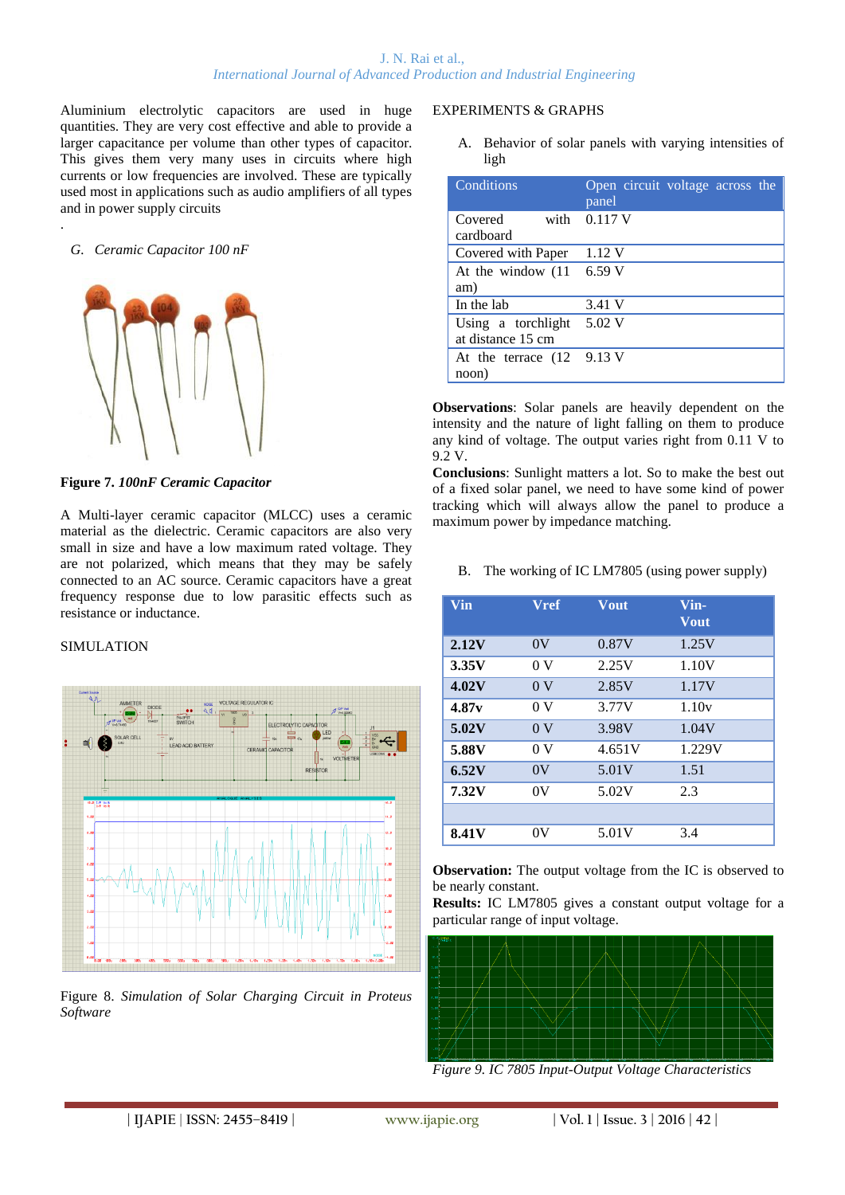Aluminium electrolytic capacitors are used in huge quantities. They are very cost effective and able to provide a larger capacitance per volume than other types of capacitor. This gives them very many uses in circuits where high currents or low frequencies are involved. These are typically used most in applications such as audio amplifiers of all types and in power supply circuits

.

### *G. Ceramic Capacitor 100 nF*

**Figure 7.** ***100nF Ceramic Capacitor***

A Multi-layer ceramic capacitor (MLCC) uses a ceramic material as the dielectric. Ceramic capacitors are also very small in size and have a low maximum rated voltage. They are not polarized, which means that they may be safely connected to an AC source. Ceramic capacitors have a great frequency response due to low parasitic effects such as resistance or inductance.

## SIMULATION

Figure 8. *Simulation of Solar Charging Circuit in Proteus Software*

## EXPERIMENTS & GRAPHS

A. Behavior of solar panels with varying intensities of ligh

| Conditions | Open circuit voltage across the panel |
|---|---|
| Covered with cardboard | 0.117 V |
| Covered with Paper | 1.12 V |
| At the window (11 am) | 6.59 V |
| In the lab | 3.41 V |
| Using a torchlight at distance 15 cm | 5.02 V |
| At the terrace (12 noon) | 9.13 V |

**Observations**: Solar panels are heavily dependent on the intensity and the nature of light falling on them to produce any kind of voltage. The output varies right from 0.11 V to 9.2 V.

**Conclusions**: Sunlight matters a lot. So to make the best out of a fixed solar panel, we need to have some kind of power tracking which will always allow the panel to produce a maximum power by impedance matching.

B. The working of IC LM7805 (using power supply)

| Vin | Vref | Vout | Vin-Vout |
|---|---|---|---|
| **2.12V** | 0V | 0.87V | 1.25V |
| **3.35V** | 0 V | 2.25V | 1.10V |
| **4.02V** | 0 V | 2.85V | 1.17V |
| **4.87v** | 0 V | 3.77V | 1.10v |
| **5.02V** | 0 V | 3.98V | 1.04V |
| **5.88V** | 0 V | 4.651V | 1.229V |
| **6.52V** | 0V | 5.01V | 1.51 |
| **7.32V** | 0V | 5.02V | 2.3 |
| | | | |
| **8.41V** | 0V | 5.01V | 3.4 |

**Observation:** The output voltage from the IC is observed to be nearly constant.

**Results:** IC LM7805 gives a constant output voltage for a particular range of input voltage.

*Figure 9. IC 7805 Input-Output Voltage Characteristics*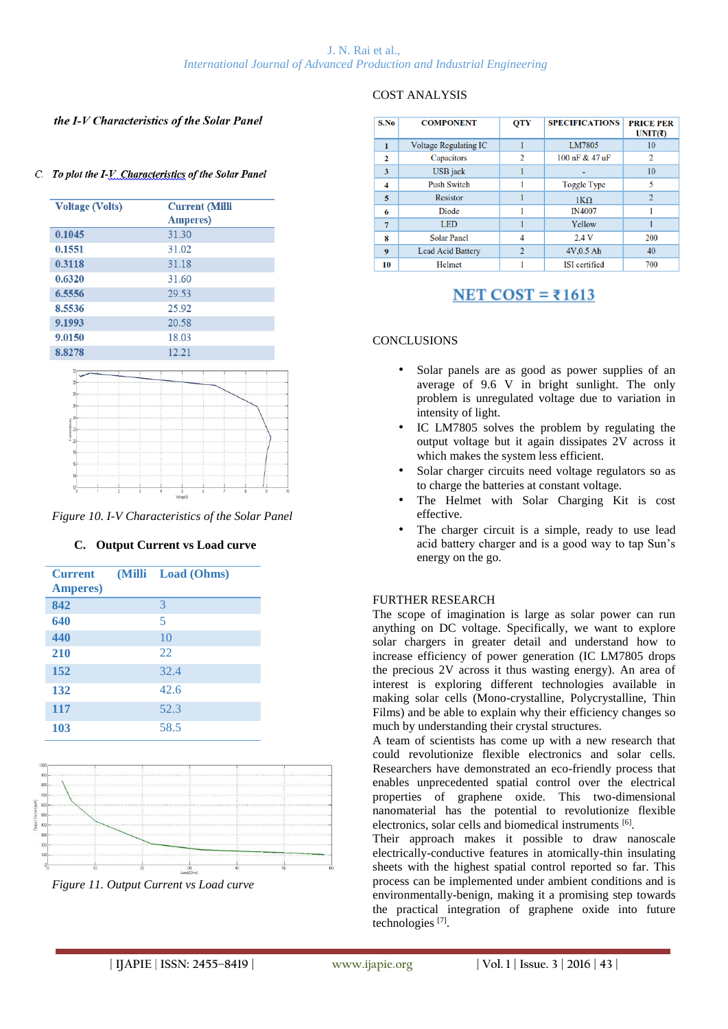*the I-V Characteristics of the Solar Panel*

C. *To plot the I-V Characteristics of the Solar Panel*

| Voltage (Volts) | Current (Milli Amperes) |
|---|---|
| 0.1045 | 31.30 |
| 0.1551 | 31.02 |
| 0.3118 | 31.18 |
| 0.6320 | 31.60 |
| 6.5556 | 29.53 |
| 8.5536 | 25.92 |
| 9.1993 | 20.58 |
| 9.0150 | 18.03 |
| 8.8278 | 12.21 |

*Figure 10. I-V Characteristics of the Solar Panel*

### C. Output Current vs Load curve

| Current (Milli Amperes) | Load (Ohms) |
|---|---|
| 842 | 3 |
| 640 | 5 |
| 440 | 10 |
| 210 | 22 |
| 152 | 32.4 |
| 132 | 42.6 |
| 117 | 52.3 |
| 103 | 58.5 |

*Figure 11. Output Current vs Load curve*

## COST ANALYSIS

| S.No | COMPONENT | QTY | SPECIFICATIONS | PRICE PER UNIT(₹) |
|---|---|---|---|---|
| 1 | Voltage Regulating IC | 1 | LM7805 | 10 |
| 2 | Capacitors | 2 | 100 nF & 47 uF | 2 |
| 3 | USB jack | 1 | - | 10 |
| 4 | Push Switch | 1 | Toggle Type | 5 |
| 5 | Resistor | 1 | 1KΩ | 2 |
| 6 | Diode | 1 | IN4007 | 1 |
| 7 | LED | 1 | Yellow | 1 |
| 8 | Solar Panel | 4 | 2.4 V | 200 |
| 9 | Lead Acid Battery | 2 | 4V,0.5 Ah | 40 |
| 10 | Helmet | 1 | ISI certified | 700 |

**NET COST = ₹1613**

## CONCLUSIONS

- Solar panels are as good as power supplies of an average of 9.6 V in bright sunlight. The only problem is unregulated voltage due to variation in intensity of light.
- IC LM7805 solves the problem by regulating the output voltage but it again dissipates 2V across it which makes the system less efficient.
- Solar charger circuits need voltage regulators so as to charge the batteries at constant voltage.
- The Helmet with Solar Charging Kit is cost effective.
- The charger circuit is a simple, ready to use lead acid battery charger and is a good way to tap Sun's energy on the go.

## FURTHER RESEARCH

The scope of imagination is large as solar power can run anything on DC voltage. Specifically, we want to explore solar chargers in greater detail and understand how to increase efficiency of power generation (IC LM7805 drops the precious 2V across it thus wasting energy). An area of interest is exploring different technologies available in making solar cells (Mono-crystalline, Polycrystalline, Thin Films) and be able to explain why their efficiency changes so much by understanding their crystal structures.

A team of scientists has come up with a new research that could revolutionize flexible electronics and solar cells. Researchers have demonstrated an eco-friendly process that enables unprecedented spatial control over the electrical properties of graphene oxide. This two-dimensional nanomaterial has the potential to revolutionize flexible electronics, solar cells and biomedical instruments [6].

Their approach makes it possible to draw nanoscale electrically-conductive features in atomically-thin insulating sheets with the highest spatial control reported so far. This process can be implemented under ambient conditions and is environmentally-benign, making it a promising step towards the practical integration of graphene oxide into future technologies [7].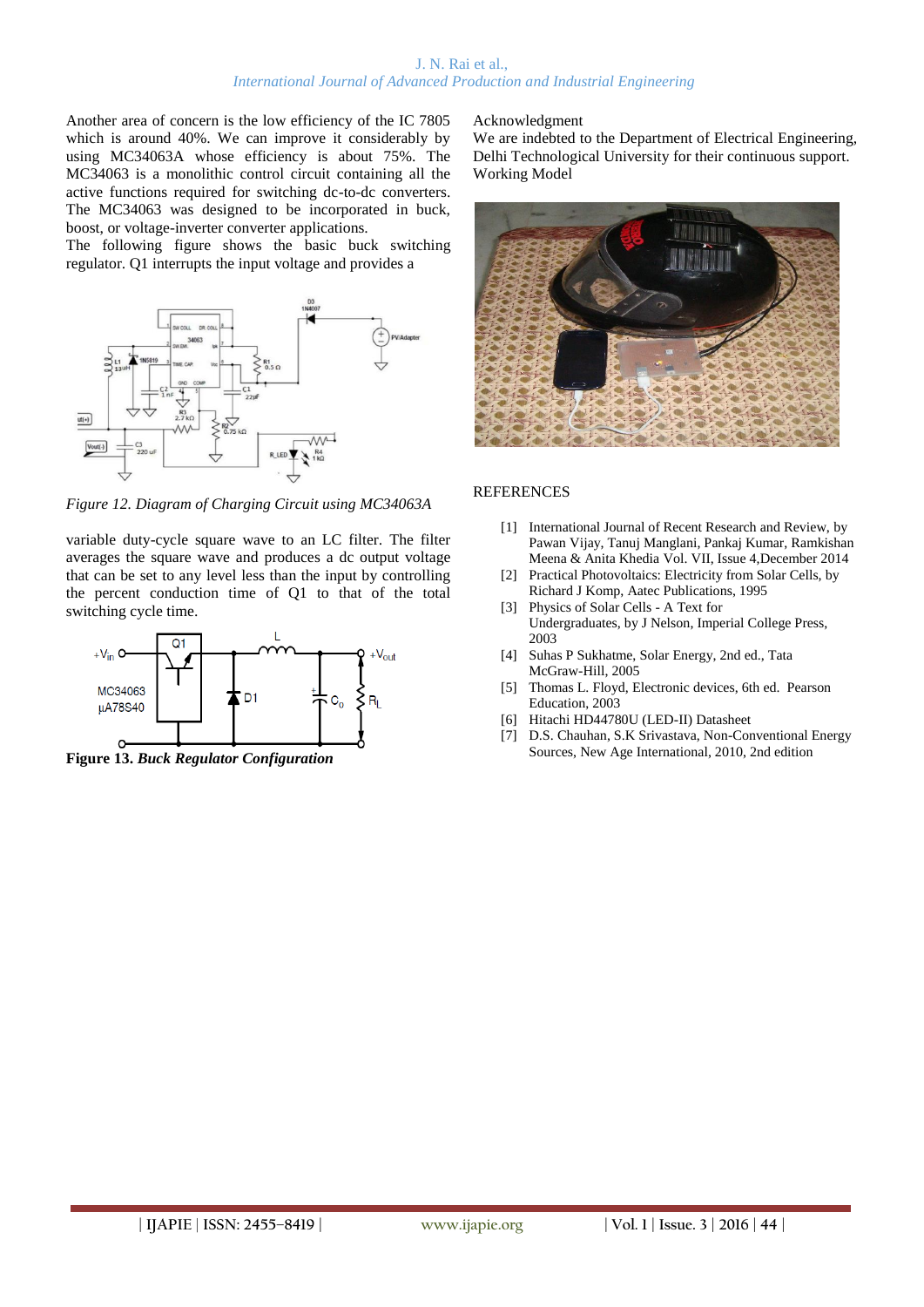Another area of concern is the low efficiency of the IC 7805 which is around 40%. We can improve it considerably by using MC34063A whose efficiency is about 75%. The MC34063 is a monolithic control circuit containing all the active functions required for switching dc-to-dc converters. The MC34063 was designed to be incorporated in buck, boost, or voltage-inverter converter applications.

The following figure shows the basic buck switching regulator. Q1 interrupts the input voltage and provides a

*Figure 12. Diagram of Charging Circuit using MC34063A*

variable duty-cycle square wave to an LC filter. The filter averages the square wave and produces a dc output voltage that can be set to any level less than the input by controlling the percent conduction time of Q1 to that of the total switching cycle time.

**Figure 13.** ***Buck Regulator Configuration***

Acknowledgment

We are indebted to the Department of Electrical Engineering, Delhi Technological University for their continuous support.

Working Model

## REFERENCES

[1] International Journal of Recent Research and Review, by Pawan Vijay, Tanuj Manglani, Pankaj Kumar, Ramkishan Meena & Anita Khedia Vol. VII, Issue 4,December 2014

[2] Practical Photovoltaics: Electricity from Solar Cells, by Richard J Komp, Aatec Publications, 1995

[3] Physics of Solar Cells - A Text for Undergraduates, by J Nelson, Imperial College Press, 2003

[4] Suhas P Sukhatme, Solar Energy, 2nd ed., Tata McGraw-Hill, 2005

[5] Thomas L. Floyd, Electronic devices, 6th ed. Pearson Education, 2003

[6] Hitachi HD44780U (LED-II) Datasheet

[7] D.S. Chauhan, S.K Srivastava, Non-Conventional Energy Sources, New Age International, 2010, 2nd edition